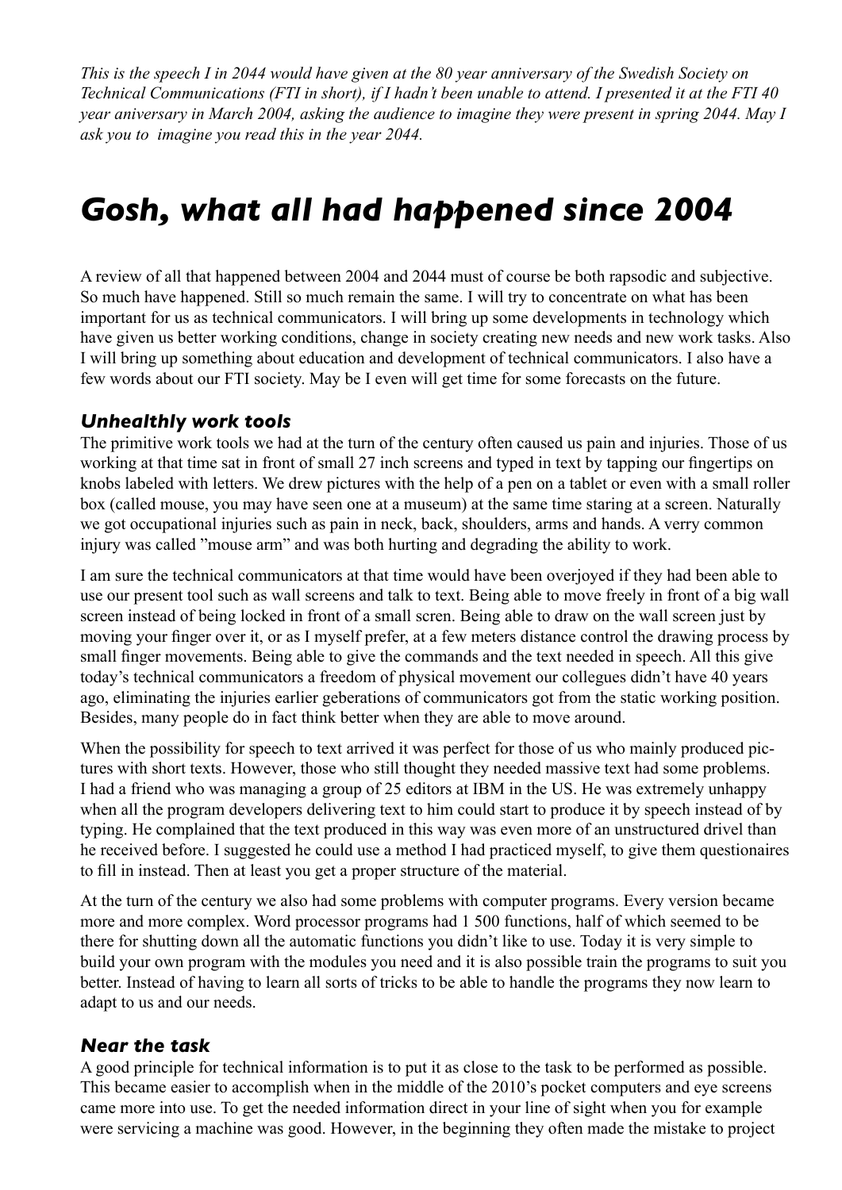*This is the speech I in 2044 would have given at the 80 year anniversary of the Swedish Society on Technical Communications (FTI in short), if I hadn't been unable to attend. I presented it at the FTI 40 year aniversary in March 2004, asking the audience to imagine they were present in spring 2044. May I ask you to imagine you read this in the year 2044.*

# *Gosh, what all had happened since 2004*

A review of all that happened between 2004 and 2044 must of course be both rapsodic and subjective. So much have happened. Still so much remain the same. I will try to concentrate on what has been important for us as technical communicators. I will bring up some developments in technology which have given us better working conditions, change in society creating new needs and new work tasks. Also I will bring up something about education and development of technical communicators. I also have a few words about our FTI society. May be I even will get time for some forecasts on the future.

### *Unhealthly work tools*

The primitive work tools we had at the turn of the century often caused us pain and injuries. Those of us working at that time sat in front of small 27 inch screens and typed in text by tapping our fingertips on knobs labeled with letters. We drew pictures with the help of a pen on a tablet or even with a small roller box (called mouse, you may have seen one at a museum) at the same time staring at a screen. Naturally we got occupational injuries such as pain in neck, back, shoulders, arms and hands. A verry common injury was called "mouse arm" and was both hurting and degrading the ability to work.

I am sure the technical communicators at that time would have been overjoyed if they had been able to use our present tool such as wall screens and talk to text. Being able to move freely in front of a big wall screen instead of being locked in front of a small scren. Being able to draw on the wall screen just by moving your finger over it, or as I myself prefer, at a few meters distance control the drawing process by small finger movements. Being able to give the commands and the text needed in speech. All this give today's technical communicators a freedom of physical movement our collegues didn't have 40 years ago, eliminating the injuries earlier geberations of communicators got from the static working position. Besides, many people do in fact think better when they are able to move around.

When the possibility for speech to text arrived it was perfect for those of us who mainly produced pictures with short texts. However, those who still thought they needed massive text had some problems. I had a friend who was managing a group of 25 editors at IBM in the US. He was extremely unhappy when all the program developers delivering text to him could start to produce it by speech instead of by typing. He complained that the text produced in this way was even more of an unstructured drivel than he received before. I suggested he could use a method I had practiced myself, to give them questionaires to fill in instead. Then at least you get a proper structure of the material.

At the turn of the century we also had some problems with computer programs. Every version became more and more complex. Word processor programs had 1 500 functions, half of which seemed to be there for shutting down all the automatic functions you didn't like to use. Today it is very simple to build your own program with the modules you need and it is also possible train the programs to suit you better. Instead of having to learn all sorts of tricks to be able to handle the programs they now learn to adapt to us and our needs.

### *Near the task*

A good principle for technical information is to put it as close to the task to be performed as possible. This became easier to accomplish when in the middle of the 2010's pocket computers and eye screens came more into use. To get the needed information direct in your line of sight when you for example were servicing a machine was good. However, in the beginning they often made the mistake to project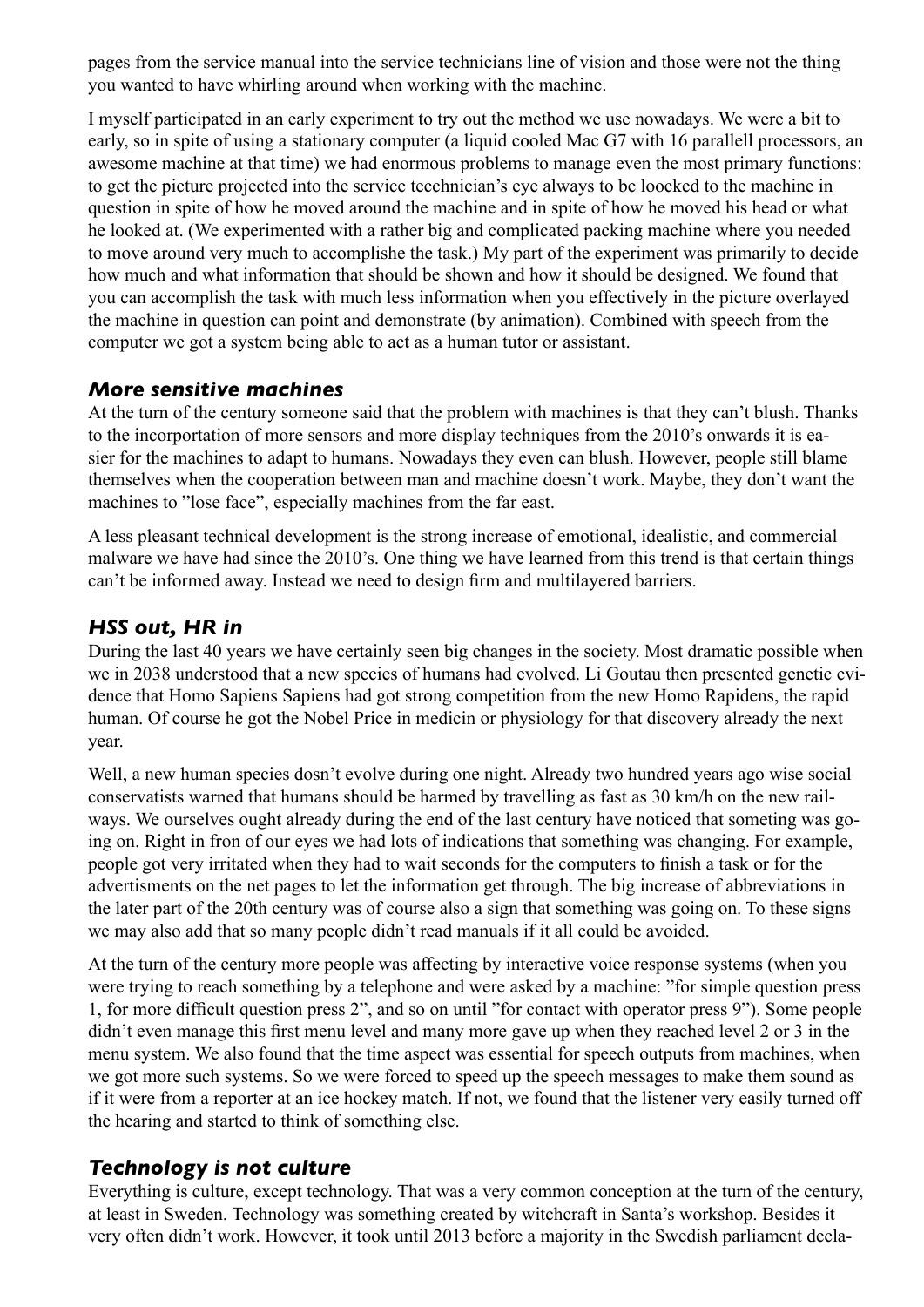pages from the service manual into the service technicians line of vision and those were not the thing you wanted to have whirling around when working with the machine.

I myself participated in an early experiment to try out the method we use nowadays. We were a bit to early, so in spite of using a stationary computer (a liquid cooled Mac G7 with 16 parallell processors, an awesome machine at that time) we had enormous problems to manage even the most primary functions: to get the picture projected into the service tecchnician's eye always to be loocked to the machine in question in spite of how he moved around the machine and in spite of how he moved his head or what he looked at. (We experimented with a rather big and complicated packing machine where you needed to move around very much to accomplishe the task.) My part of the experiment was primarily to decide how much and what information that should be shown and how it should be designed. We found that you can accomplish the task with much less information when you effectively in the picture overlayed the machine in question can point and demonstrate (by animation). Combined with speech from the computer we got a system being able to act as a human tutor or assistant.

## *More sensitive machines*

At the turn of the century someone said that the problem with machines is that they can't blush. Thanks to the incorportation of more sensors and more display techniques from the 2010's onwards it is easier for the machines to adapt to humans. Nowadays they even can blush. However, people still blame themselves when the cooperation between man and machine doesn't work. Maybe, they don't want the machines to "lose face", especially machines from the far east.

A less pleasant technical development is the strong increase of emotional, idealistic, and commercial malware we have had since the 2010's. One thing we have learned from this trend is that certain things can't be informed away. Instead we need to design firm and multilayered barriers.

## *HSS out, HR in*

During the last 40 years we have certainly seen big changes in the society. Most dramatic possible when we in 2038 understood that a new species of humans had evolved. Li Goutau then presented genetic evidence that Homo Sapiens Sapiens had got strong competition from the new Homo Rapidens, the rapid human. Of course he got the Nobel Price in medicin or physiology for that discovery already the next year.

Well, a new human species dosn't evolve during one night. Already two hundred years ago wise social conservatists warned that humans should be harmed by travelling as fast as 30 km/h on the new railways. We ourselves ought already during the end of the last century have noticed that someting was going on. Right in fron of our eyes we had lots of indications that something was changing. For example, people got very irritated when they had to wait seconds for the computers to finish a task or for the advertisments on the net pages to let the information get through. The big increase of abbreviations in the later part of the 20th century was of course also a sign that something was going on. To these signs we may also add that so many people didn't read manuals if it all could be avoided.

At the turn of the century more people was affecting by interactive voice response systems (when you were trying to reach something by a telephone and were asked by a machine: "for simple question press 1, for more difficult question press 2", and so on until "for contact with operator press 9"). Some people didn't even manage this first menu level and many more gave up when they reached level 2 or 3 in the menu system. We also found that the time aspect was essential for speech outputs from machines, when we got more such systems. So we were forced to speed up the speech messages to make them sound as if it were from a reporter at an ice hockey match. If not, we found that the listener very easily turned off the hearing and started to think of something else.

## *Technology is not culture*

Everything is culture, except technology. That was a very common conception at the turn of the century, at least in Sweden. Technology was something created by witchcraft in Santa's workshop. Besides it very often didn't work. However, it took until 2013 before a majority in the Swedish parliament decla-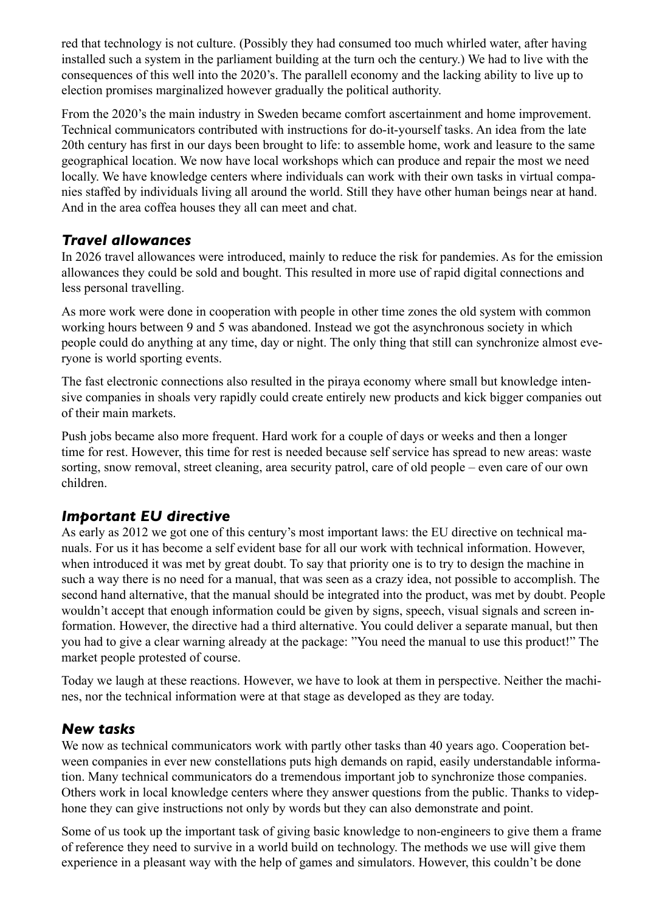red that technology is not culture. (Possibly they had consumed too much whirled water, after having installed such a system in the parliament building at the turn och the century.) We had to live with the consequences of this well into the 2020's. The parallell economy and the lacking ability to live up to election promises marginalized however gradually the political authority.

From the 2020's the main industry in Sweden became comfort ascertainment and home improvement. Technical communicators contributed with instructions for do-it-yourself tasks. An idea from the late 20th century has first in our days been brought to life: to assemble home, work and leasure to the same geographical location. We now have local workshops which can produce and repair the most we need locally. We have knowledge centers where individuals can work with their own tasks in virtual companies staffed by individuals living all around the world. Still they have other human beings near at hand. And in the area coffea houses they all can meet and chat.

### *Travel allowances*

In 2026 travel allowances were introduced, mainly to reduce the risk for pandemies. As for the emission allowances they could be sold and bought. This resulted in more use of rapid digital connections and less personal travelling.

As more work were done in cooperation with people in other time zones the old system with common working hours between 9 and 5 was abandoned. Instead we got the asynchronous society in which people could do anything at any time, day or night. The only thing that still can synchronize almost everyone is world sporting events.

The fast electronic connections also resulted in the piraya economy where small but knowledge intensive companies in shoals very rapidly could create entirely new products and kick bigger companies out of their main markets.

Push jobs became also more frequent. Hard work for a couple of days or weeks and then a longer time for rest. However, this time for rest is needed because self service has spread to new areas: waste sorting, snow removal, street cleaning, area security patrol, care of old people – even care of our own children.

### *Important EU directive*

As early as 2012 we got one of this century's most important laws: the EU directive on technical manuals. For us it has become a self evident base for all our work with technical information. However, when introduced it was met by great doubt. To say that priority one is to try to design the machine in such a way there is no need for a manual, that was seen as a crazy idea, not possible to accomplish. The second hand alternative, that the manual should be integrated into the product, was met by doubt. People wouldn't accept that enough information could be given by signs, speech, visual signals and screen information. However, the directive had a third alternative. You could deliver a separate manual, but then you had to give a clear warning already at the package: "You need the manual to use this product!" The market people protested of course.

Today we laugh at these reactions. However, we have to look at them in perspective. Neither the machines, nor the technical information were at that stage as developed as they are today.

### *New tasks*

We now as technical communicators work with partly other tasks than 40 years ago. Cooperation between companies in ever new constellations puts high demands on rapid, easily understandable information. Many technical communicators do a tremendous important job to synchronize those companies. Others work in local knowledge centers where they answer questions from the public. Thanks to videphone they can give instructions not only by words but they can also demonstrate and point.

Some of us took up the important task of giving basic knowledge to non-engineers to give them a frame of reference they need to survive in a world build on technology. The methods we use will give them experience in a pleasant way with the help of games and simulators. However, this couldn't be done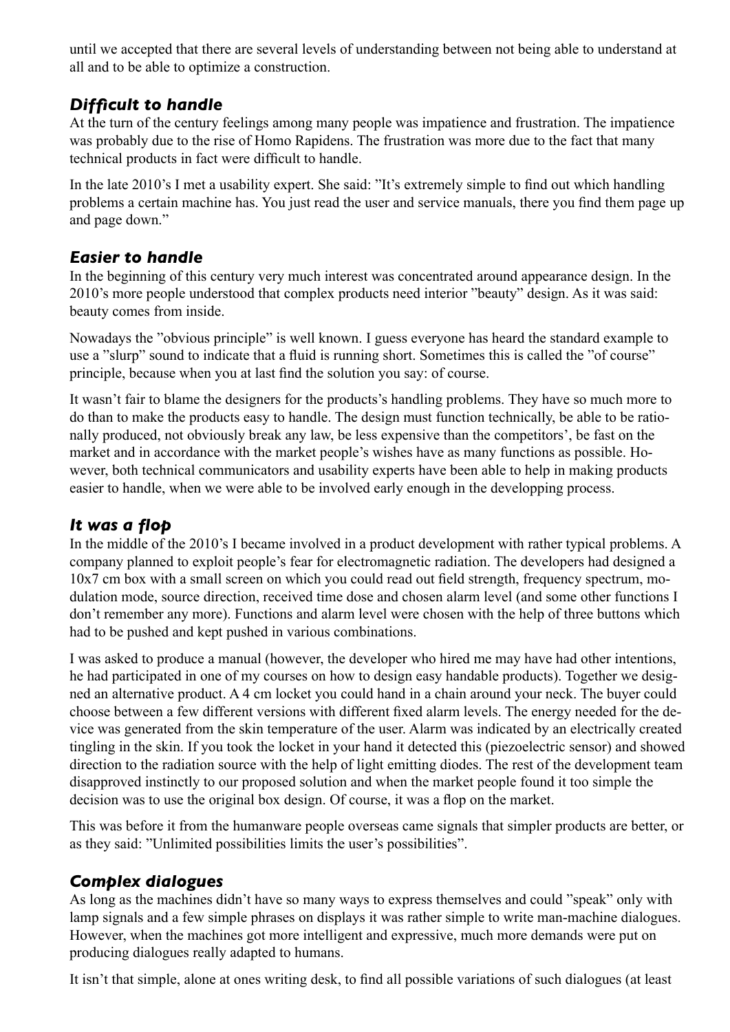until we accepted that there are several levels of understanding between not being able to understand at all and to be able to optimize a construction.

### *Difficult to handle*

At the turn of the century feelings among many people was impatience and frustration. The impatience was probably due to the rise of Homo Rapidens. The frustration was more due to the fact that many technical products in fact were difficult to handle.

In the late 2010's I met a usability expert. She said: ”It's extremely simple to find out which handling problems a certain machine has. You just read the user and service manuals, there you find them page up and page down.”

### *Easier to handle*

In the beginning of this century very much interest was concentrated around appearance design. In the 2010's more people understood that complex products need interior ”beauty” design. As it was said: beauty comes from inside.

Nowadays the ”obvious principle” is well known. I guess everyone has heard the standard example to use a ”slurp” sound to indicate that a fluid is running short. Sometimes this is called the ”of course” principle, because when you at last find the solution you say: of course.

It wasn't fair to blame the designers for the products's handling problems. They have so much more to do than to make the products easy to handle. The design must function technically, be able to be rationally produced, not obviously break any law, be less expensive than the competitors', be fast on the market and in accordance with the market people's wishes have as many functions as possible. However, both technical communicators and usability experts have been able to help in making products easier to handle, when we were able to be involved early enough in the developping process.

### *It was a flop*

In the middle of the 2010's I became involved in a product development with rather typical problems. A company planned to exploit people's fear for electromagnetic radiation. The developers had designed a 10x7 cm box with a small screen on which you could read out field strength, frequency spectrum, modulation mode, source direction, received time dose and chosen alarm level (and some other functions I don't remember any more). Functions and alarm level were chosen with the help of three buttons which had to be pushed and kept pushed in various combinations.

I was asked to produce a manual (however, the developer who hired me may have had other intentions, he had participated in one of my courses on how to design easy handable products). Together we designed an alternative product. A 4 cm locket you could hand in a chain around your neck. The buyer could choose between a few different versions with different fixed alarm levels. The energy needed for the device was generated from the skin temperature of the user. Alarm was indicated by an electrically created tingling in the skin. If you took the locket in your hand it detected this (piezoelectric sensor) and showed direction to the radiation source with the help of light emitting diodes. The rest of the development team disapproved instinctly to our proposed solution and when the market people found it too simple the decision was to use the original box design. Of course, it was a flop on the market.

This was before it from the humanware people overseas came signals that simpler products are better, or as they said: ”Unlimited possibilities limits the user's possibilities”.

### *Complex dialogues*

As long as the machines didn't have so many ways to express themselves and could ”speak” only with lamp signals and a few simple phrases on displays it was rather simple to write man-machine dialogues. However, when the machines got more intelligent and expressive, much more demands were put on producing dialogues really adapted to humans.

It isn't that simple, alone at ones writing desk, to find all possible variations of such dialogues (at least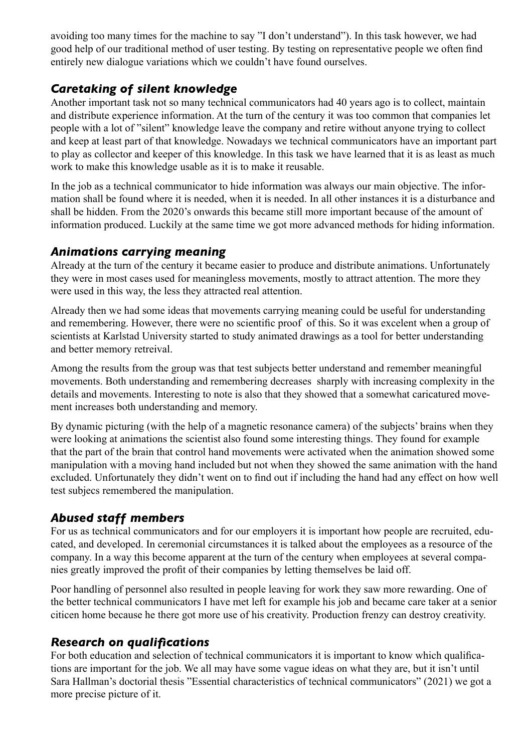avoiding too many times for the machine to say ”I don’t understand”). In this task however, we had good help of our traditional method of user testing. By testing on representative people we often find entirely new dialogue variations which we couldn’t have found ourselves.

### *Caretaking of silent knowledge*

Another important task not so many technical communicators had 40 years ago is to collect, maintain and distribute experience information. At the turn of the century it was too common that companies let people with a lot of ”silent” knowledge leave the company and retire without anyone trying to collect and keep at least part of that knowledge. Nowadays we technical communicators have an important part to play as collector and keeper of this knowledge. In this task we have learned that it is as least as much work to make this knowledge usable as it is to make it reusable.

In the job as a technical communicator to hide information was always our main objective. The information shall be found where it is needed, when it is needed. In all other instances it is a disturbance and shall be hidden. From the 2020’s onwards this became still more important because of the amount of information produced. Luckily at the same time we got more advanced methods for hiding information.

### *Animations carrying meaning*

Already at the turn of the century it became easier to produce and distribute animations. Unfortunately they were in most cases used for meaningless movements, mostly to attract attention. The more they were used in this way, the less they attracted real attention.

Already then we had some ideas that movements carrying meaning could be useful for understanding and remembering. However, there were no scientific proof of this. So it was excelent when a group of scientists at Karlstad University started to study animated drawings as a tool for better understanding and better memory retreival.

Among the results from the group was that test subjects better understand and remember meaningful movements. Both understanding and remembering decreases sharply with increasing complexity in the details and movements. Interesting to note is also that they showed that a somewhat caricatured movement increases both understanding and memory.

By dynamic picturing (with the help of a magnetic resonance camera) of the subjects’ brains when they were looking at animations the scientist also found some interesting things. They found for example that the part of the brain that control hand movements were activated when the animation showed some manipulation with a moving hand included but not when they showed the same animation with the hand excluded. Unfortunately they didn’t went on to find out if including the hand had any effect on how well test subjecs remembered the manipulation.

### *Abused staff members*

For us as technical communicators and for our employers it is important how people are recruited, educated, and developed. In ceremonial circumstances it is talked about the employees as a resource of the company. In a way this become apparent at the turn of the century when employees at several companies greatly improved the profit of their companies by letting themselves be laid off.

Poor handling of personnel also resulted in people leaving for work they saw more rewarding. One of the better technical communicators I have met left for example his job and became care taker at a senior citicen home because he there got more use of his creativity. Production frenzy can destroy creativity.

### *Research on qualifications*

For both education and selection of technical communicators it is important to know which qualifications are important for the job. We all may have some vague ideas on what they are, but it isn’t until Sara Hallman’s doctorial thesis ”Essential characteristics of technical communicators” (2021) we got a more precise picture of it.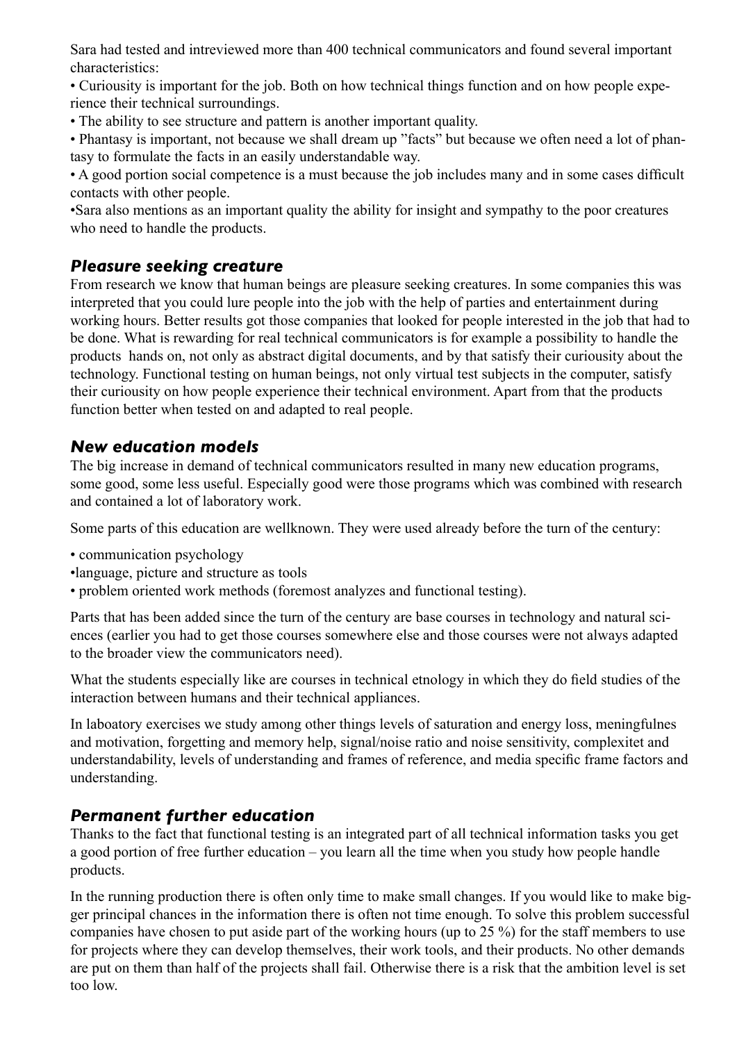Sara had tested and intreviewed more than 400 technical communicators and found several important characteristics:

- Curiousity is important for the job. Both on how technical things function and on how people experience their technical surroundings.
- The ability to see structure and pattern is another important quality.
- Phantasy is important, not because we shall dream up "facts" but because we often need a lot of phantasy to formulate the facts in an easily understandable way.
- A good portion social competence is a must because the job includes many and in some cases difficult contacts with other people.
- Sara also mentions as an important quality the ability for insight and sympathy to the poor creatures who need to handle the products.

### *Pleasure seeking creature*

From research we know that human beings are pleasure seeking creatures. In some companies this was interpreted that you could lure people into the job with the help of parties and entertainment during working hours. Better results got those companies that looked for people interested in the job that had to be done. What is rewarding for real technical communicators is for example a possibility to handle the products hands on, not only as abstract digital documents, and by that satisfy their curiousity about the technology. Functional testing on human beings, not only virtual test subjects in the computer, satisfy their curiousity on how people experience their technical environment. Apart from that the products function better when tested on and adapted to real people.

### *New education models*

The big increase in demand of technical communicators resulted in many new education programs, some good, some less useful. Especially good were those programs which was combined with research and contained a lot of laboratory work.

Some parts of this education are wellknown. They were used already before the turn of the century:

- communication psychology
- language, picture and structure as tools
- problem oriented work methods (foremost analyzes and functional testing).

Parts that has been added since the turn of the century are base courses in technology and natural sciences (earlier you had to get those courses somewhere else and those courses were not always adapted to the broader view the communicators need).

What the students especially like are courses in technical etnology in which they do field studies of the interaction between humans and their technical appliances.

In laboatory exercises we study among other things levels of saturation and energy loss, meningfulnes and motivation, forgetting and memory help, signal/noise ratio and noise sensitivity, complexitet and understandability, levels of understanding and frames of reference, and media specific frame factors and understanding.

### *Permanent further education*

Thanks to the fact that functional testing is an integrated part of all technical information tasks you get a good portion of free further education – you learn all the time when you study how people handle products.

In the running production there is often only time to make small changes. If you would like to make bigger principal chances in the information there is often not time enough. To solve this problem successful companies have chosen to put aside part of the working hours (up to 25 %) for the staff members to use for projects where they can develop themselves, their work tools, and their products. No other demands are put on them than half of the projects shall fail. Otherwise there is a risk that the ambition level is set too low.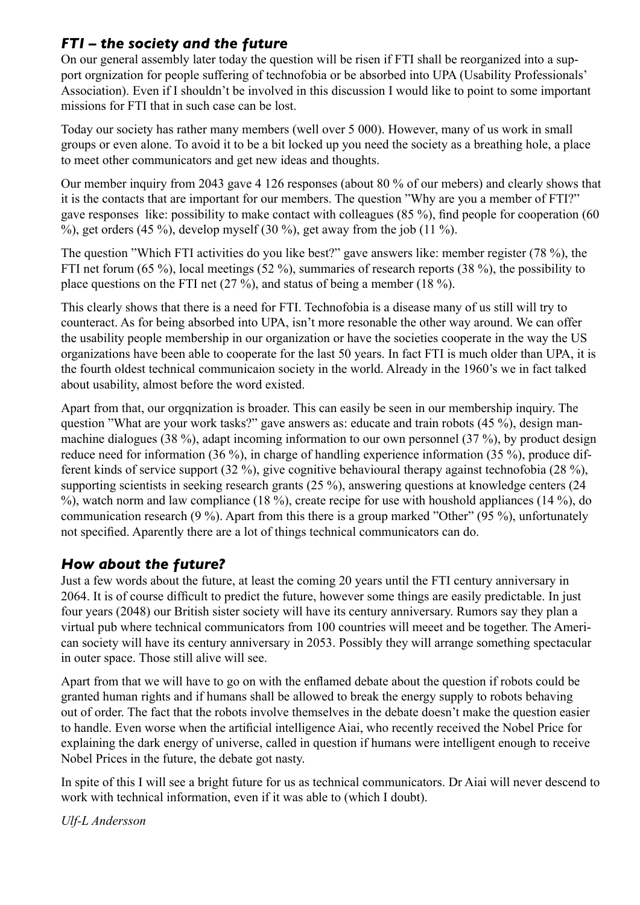## *FTI – the society and the future*

On our general assembly later today the question will be risen if FTI shall be reorganized into a support orgnization for people suffering of technofobia or be absorbed into UPA (Usability Professionals' Association). Even if I shouldn't be involved in this discussion I would like to point to some important missions for FTI that in such case can be lost.

Today our society has rather many members (well over 5 000). However, many of us work in small groups or even alone. To avoid it to be a bit locked up you need the society as a breathing hole, a place to meet other communicators and get new ideas and thoughts.

Our member inquiry from 2043 gave 4 126 responses (about 80 % of our mebers) and clearly shows that it is the contacts that are important for our members. The question "Why are you a member of FTI?" gave responses like: possibility to make contact with colleagues (85 %), find people for cooperation (60 %), get orders (45 %), develop myself (30 %), get away from the job (11 %).

The question "Which FTI activities do you like best?" gave answers like: member register (78 %), the FTI net forum (65 %), local meetings (52 %), summaries of research reports (38 %), the possibility to place questions on the FTI net (27 %), and status of being a member (18 %).

This clearly shows that there is a need for FTI. Technofobia is a disease many of us still will try to counteract. As for being absorbed into UPA, isn't more resonable the other way around. We can offer the usability people membership in our organization or have the societies cooperate in the way the US organizations have been able to cooperate for the last 50 years. In fact FTI is much older than UPA, it is the fourth oldest technical communicaion society in the world. Already in the 1960's we in fact talked about usability, almost before the word existed.

Apart from that, our orgqnization is broader. This can easily be seen in our membership inquiry. The question "What are your work tasks?" gave answers as: educate and train robots (45 %), design man-machine dialogues (38 %), adapt incoming information to our own personnel (37 %), by product design reduce need for information (36 %), in charge of handling experience information (35 %), produce different kinds of service support (32 %), give cognitive behavioural therapy against technofobia (28 %), supporting scientists in seeking research grants (25 %), answering questions at knowledge centers (24 %), watch norm and law compliance (18 %), create recipe for use with houshold appliances (14 %), do communication research (9 %). Apart from this there is a group marked "Other" (95 %), unfortunately not specified. Aparently there are a lot of things technical communicators can do.

## *How about the future?*

Just a few words about the future, at least the coming 20 years until the FTI century anniversary in 2064. It is of course difficult to predict the future, however some things are easily predictable. In just four years (2048) our British sister society will have its century anniversary. Rumors say they plan a virtual pub where technical communicators from 100 countries will meeet and be together. The American society will have its century anniversary in 2053. Possibly they will arrange something spectacular in outer space. Those still alive will see.

Apart from that we will have to go on with the enflamed debate about the question if robots could be granted human rights and if humans shall be allowed to break the energy supply to robots behaving out of order. The fact that the robots involve themselves in the debate doesn't make the question easier to handle. Even worse when the artificial intelligence Aiai, who recently received the Nobel Price for explaining the dark energy of universe, called in question if humans were intelligent enough to receive Nobel Prices in the future, the debate got nasty.

In spite of this I will see a bright future for us as technical communicators. Dr Aiai will never descend to work with technical information, even if it was able to (which I doubt).

*Ulf-L Andersson*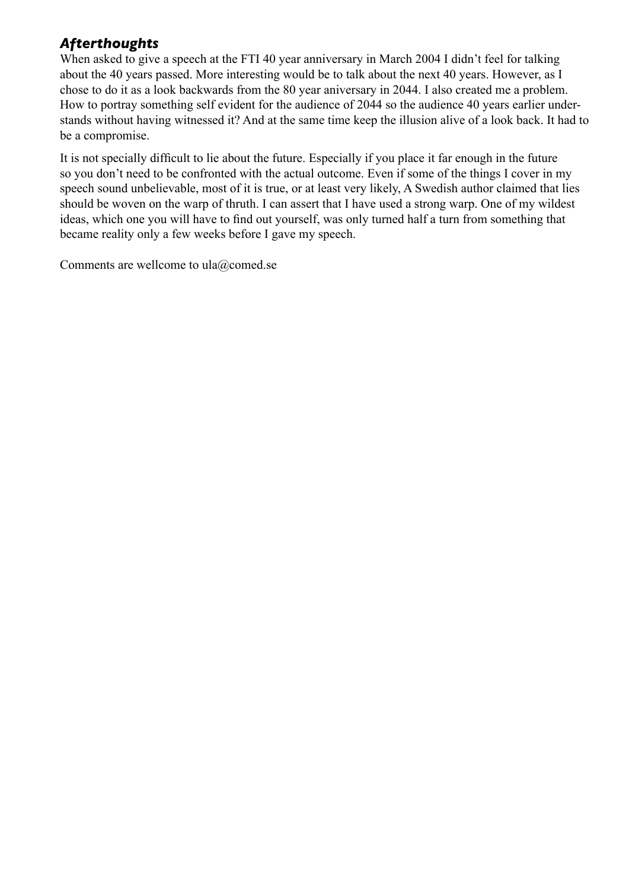## *Afterthoughts*

When asked to give a speech at the FTI 40 year anniversary in March 2004 I didn't feel for talking about the 40 years passed. More interesting would be to talk about the next 40 years. However, as I chose to do it as a look backwards from the 80 year aniversary in 2044. I also created me a problem. How to portray something self evident for the audience of 2044 so the audience 40 years earlier understands without having witnessed it? And at the same time keep the illusion alive of a look back. It had to be a compromise.

It is not specially difficult to lie about the future. Especially if you place it far enough in the future so you don't need to be confronted with the actual outcome. Even if some of the things I cover in my speech sound unbelievable, most of it is true, or at least very likely, A Swedish author claimed that lies should be woven on the warp of thruth. I can assert that I have used a strong warp. One of my wildest ideas, which one you will have to find out yourself, was only turned half a turn from something that became reality only a few weeks before I gave my speech.

Comments are wellcome to ula@comed.se